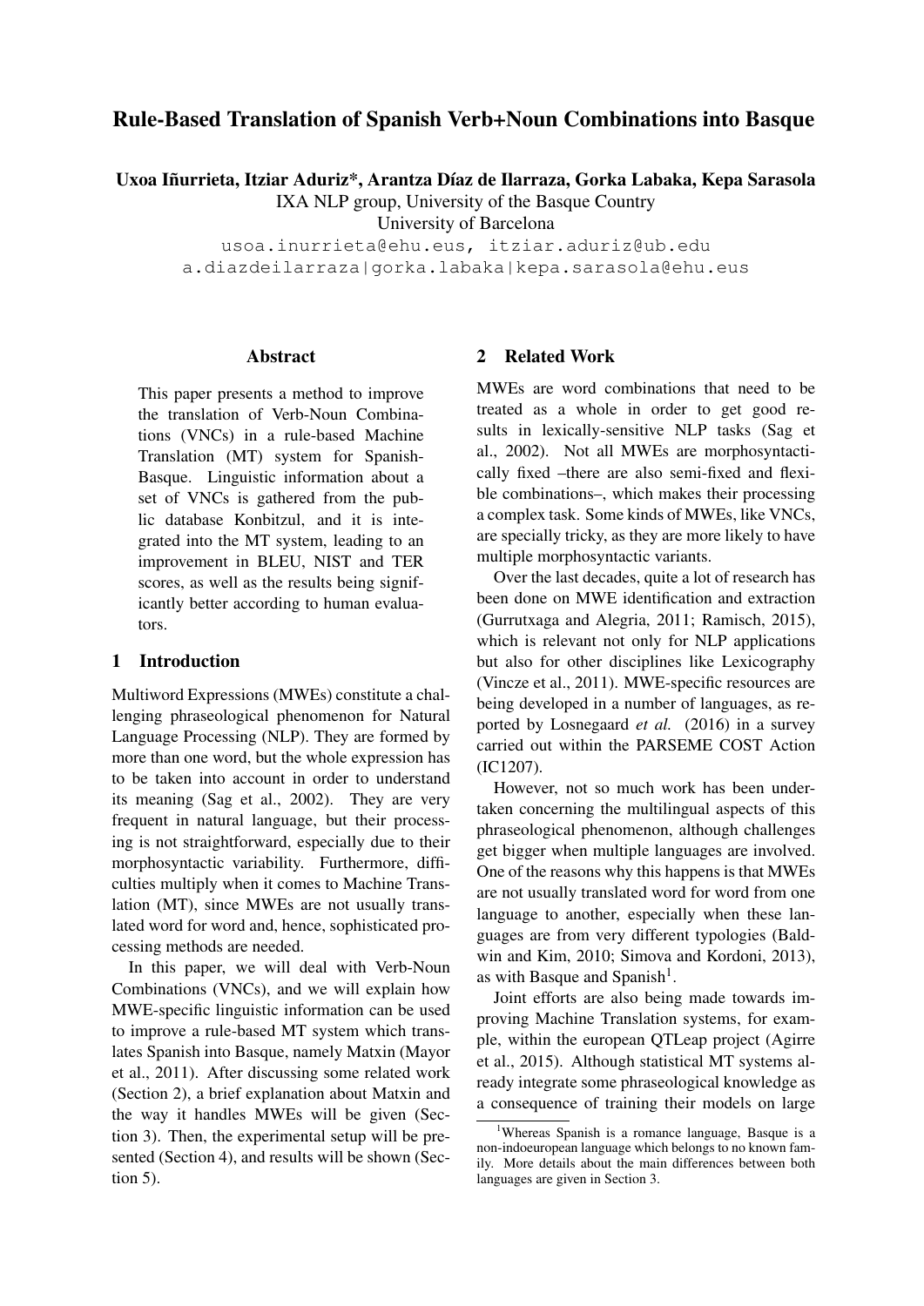# Rule-Based Translation of Spanish Verb+Noun Combinations into Basque

**Uxoa Iñurrieta, Itziar Aduriz\*, Arantza Díaz de Ilarraza, Gorka Labaka, Kepa Sarasola**

IXA NLP group, University of the Basque Country

University of Barcelona

usoa.inurrieta@ehu.eus, itziar.aduriz@ub.edu

a.diazdeilarraza|gorka.labaka|kepa.sarasola@ehu.eus

### Abstract

This paper presents a method to improve the translation of Verb-Noun Combinations (VNCs) in a rule-based Machine Translation (MT) system for Spanish-Basque. Linguistic information about a set of VNCs is gathered from the public database Konbitzul, and it is integrated into the MT system, leading to an improvement in BLEU, NIST and TER scores, as well as the results being significantly better according to human evaluators.

## 1 Introduction

Multiword Expressions (MWEs) constitute a challenging phraseological phenomenon for Natural Language Processing (NLP). They are formed by more than one word, but the whole expression has to be taken into account in order to understand its meaning (Sag et al., 2002). They are very frequent in natural language, but their processing is not straightforward, especially due to their morphosyntactic variability. Furthermore, difficulties multiply when it comes to Machine Translation (MT), since MWEs are not usually translated word for word and, hence, sophisticated processing methods are needed.

In this paper, we will deal with Verb-Noun Combinations (VNCs), and we will explain how MWE-specific linguistic information can be used to improve a rule-based MT system which translates Spanish into Basque, namely Matxin (Mayor et al., 2011). After discussing some related work (Section 2), a brief explanation about Matxin and the way it handles MWEs will be given (Section 3). Then, the experimental setup will be presented (Section 4), and results will be shown (Section 5).

## 2 Related Work

MWEs are word combinations that need to be treated as a whole in order to get good results in lexically-sensitive NLP tasks (Sag et al., 2002). Not all MWEs are morphosyntactically fixed –there are also semi-fixed and flexible combinations–, which makes their processing a complex task. Some kinds of MWEs, like VNCs, are specially tricky, as they are more likely to have multiple morphosyntactic variants.

Over the last decades, quite a lot of research has been done on MWE identification and extraction (Gurrutxaga and Alegria, 2011; Ramisch, 2015), which is relevant not only for NLP applications but also for other disciplines like Lexicography (Vincze et al., 2011). MWE-specific resources are being developed in a number of languages, as reported by Losnegaard *et al.* (2016) in a survey carried out within the PARSEME COST Action (IC1207).

However, not so much work has been undertaken concerning the multilingual aspects of this phraseological phenomenon, although challenges get bigger when multiple languages are involved. One of the reasons why this happens is that MWEs are not usually translated word for word from one language to another, especially when these languages are from very different typologies (Baldwin and Kim, 2010; Simova and Kordoni, 2013), as with Basque and Spanish[1].

Joint efforts are also being made towards improving Machine Translation systems, for example, within the european QTLeap project (Agirre et al., 2015). Although statistical MT systems already integrate some phraseological knowledge as a consequence of training their models on large

[1] Whereas Spanish is a romance language, Basque is a non-indoeuropean language which belongs to no known family. More details about the main differences between both languages are given in Section 3.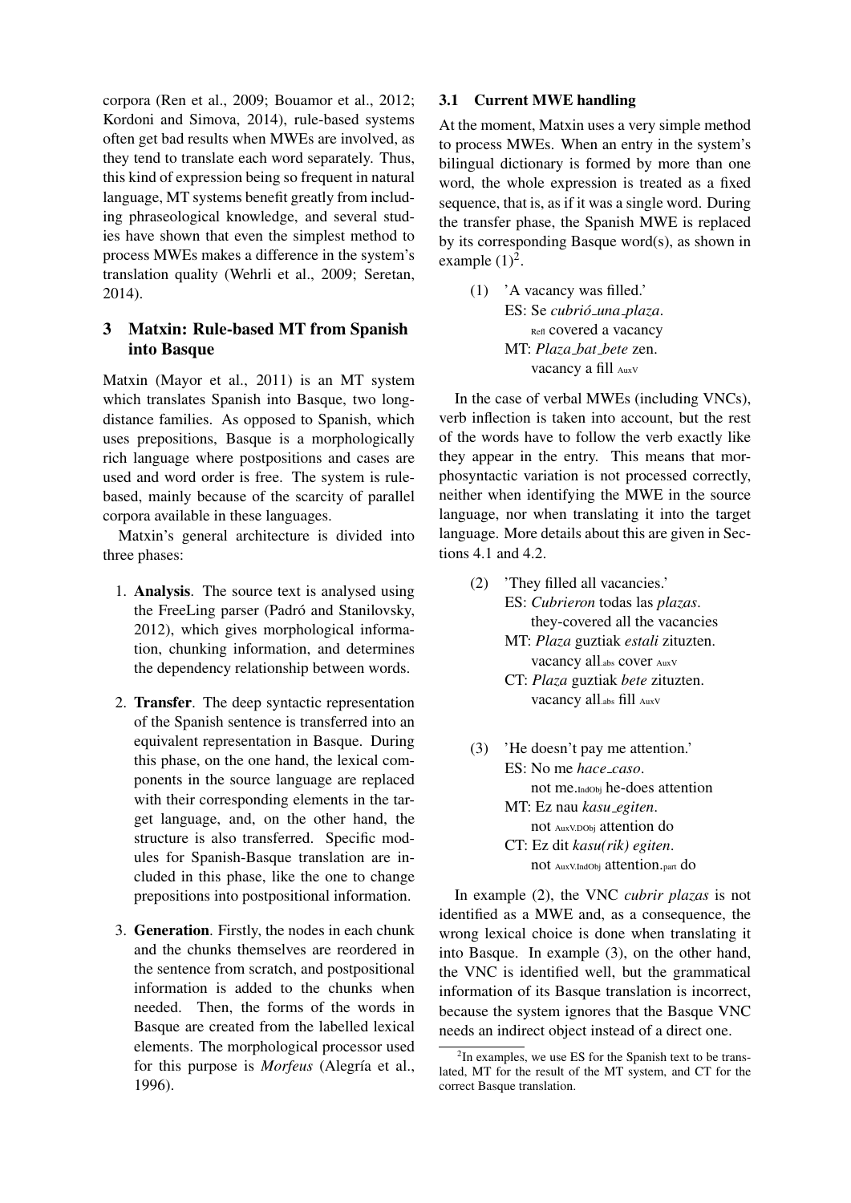corpora (Ren et al., 2009; Bouamor et al., 2012; Kordoni and Simova, 2014), rule-based systems often get bad results when MWEs are involved, as they tend to translate each word separately. Thus, this kind of expression being so frequent in natural language, MT systems benefit greatly from including phraseological knowledge, and several studies have shown that even the simplest method to process MWEs makes a difference in the system's translation quality (Wehrli et al., 2009; Seretan, 2014).

## 3 Matxin: Rule-based MT from Spanish into Basque

Matxin (Mayor et al., 2011) is an MT system which translates Spanish into Basque, two long-distance families. As opposed to Spanish, which uses prepositions, Basque is a morphologically rich language where postpositions and cases are used and word order is free. The system is rule-based, mainly because of the scarcity of parallel corpora available in these languages.

Matxin's general architecture is divided into three phases:

1. **Analysis**. The source text is analysed using the FreeLing parser (Padró and Stanilovsky, 2012), which gives morphological information, chunking information, and determines the dependency relationship between words.

2. **Transfer**. The deep syntactic representation of the Spanish sentence is transferred into an equivalent representation in Basque. During this phase, on the one hand, the lexical components in the source language are replaced with their corresponding elements in the target language, and, on the other hand, the structure is also transferred. Specific modules for Spanish-Basque translation are included in this phase, like the one to change prepositions into postpositional information.

3. **Generation**. Firstly, the nodes in each chunk and the chunks themselves are reordered in the sentence from scratch, and postpositional information is added to the chunks when needed. Then, the forms of the words in Basque are created from the labelled lexical elements. The morphological processor used for this purpose is *Morfeus* (Alegría et al., 1996).

### 3.1 Current MWE handling

At the moment, Matxin uses a very simple method to process MWEs. When an entry in the system's bilingual dictionary is formed by more than one word, the whole expression is treated as a fixed sequence, that is, as if it was a single word. During the transfer phase, the Spanish MWE is replaced by its corresponding Basque word(s), as shown in example (1)[2].

(1) 'A vacancy was filled.'
ES: Se *cubrió_una_plaza*.
    Refl covered a vacancy
MT: *Plaza_bat_bete* zen.
    vacancy a fill AuxV

In the case of verbal MWEs (including VNCs), verb inflection is taken into account, but the rest of the words have to follow the verb exactly like they appear in the entry. This means that morphosyntactic variation is not processed correctly, neither when identifying the MWE in the source language, nor when translating it into the target language. More details about this are given in Sections 4.1 and 4.2.

(2) 'They filled all vacancies.'
ES: *Cubrieron* todas las *plazas*.
    they-covered all the vacancies
MT: *Plaza* guztiak *estali* zituzten.
    vacancy all.abs cover AuxV
CT: *Plaza* guztiak *bete* zituzten.
    vacancy all.abs fill AuxV

(3) 'He doesn't pay me attention.'
ES: No me *hace_caso*.
    not me.IndObj he-does attention
MT: Ez nau *kasu_egiten*.
    not AuxV.DObj attention do
CT: Ez dit *kasu(rik) egiten*.
    not AuxV.IndObj attention.part do

In example (2), the VNC *cubrir plazas* is not identified as a MWE and, as a consequence, the wrong lexical choice is done when translating it into Basque. In example (3), on the other hand, the VNC is identified well, but the grammatical information of its Basque translation is incorrect, because the system ignores that the Basque VNC needs an indirect object instead of a direct one.

[2] In examples, we use ES for the Spanish text to be translated, MT for the result of the MT system, and CT for the correct Basque translation.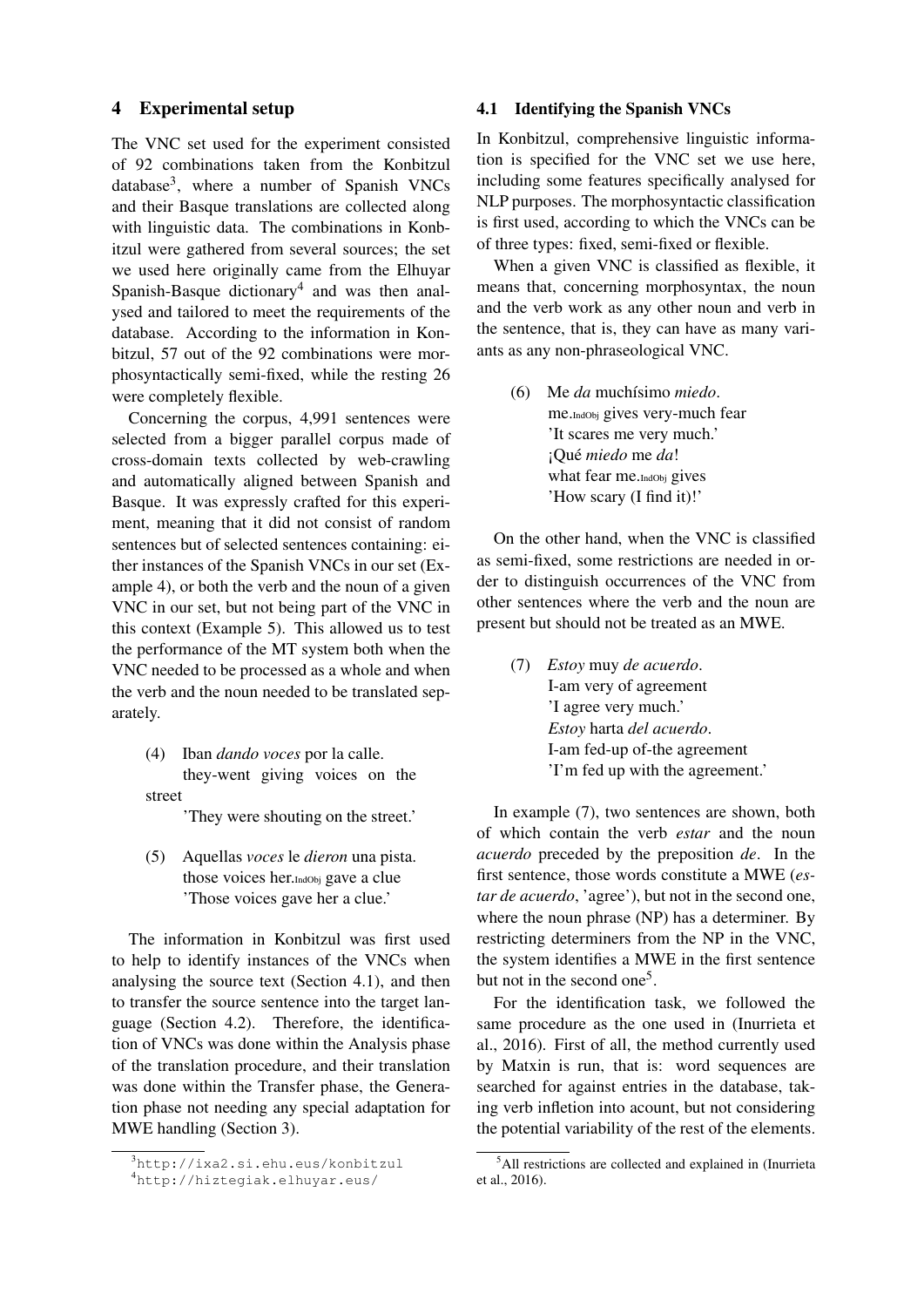## 4 Experimental setup

The VNC set used for the experiment consisted of 92 combinations taken from the Konbitzul database[3], where a number of Spanish VNCs and their Basque translations are collected along with linguistic data. The combinations in Konbitzul were gathered from several sources; the set we used here originally came from the Elhuyar Spanish-Basque dictionary[4] and was then analysed and tailored to meet the requirements of the database. According to the information in Konbitzul, 57 out of the 92 combinations were morphosyntactically semi-fixed, while the resting 26 were completely flexible.

Concerning the corpus, 4,991 sentences were selected from a bigger parallel corpus made of cross-domain texts collected by web-crawling and automatically aligned between Spanish and Basque. It was expressly crafted for this experiment, meaning that it did not consist of random sentences but of selected sentences containing: either instances of the Spanish VNCs in our set (Example 4), or both the verb and the noun of a given VNC in our set, but not being part of the VNC in this context (Example 5). This allowed us to test the performance of the MT system both when the VNC needed to be processed as a whole and when the verb and the noun needed to be translated separately.

(4) Iban *dando voces* por la calle.
they-went giving voices on the street
'They were shouting on the street.'

(5) Aquellas *voces* le *dieron* una pista.
those voices her.$_{IndObj}$ gave a clue
'Those voices gave her a clue.'

The information in Konbitzul was first used to help to identify instances of the VNCs when analysing the source text (Section 4.1), and then to transfer the source sentence into the target language (Section 4.2). Therefore, the identification of VNCs was done within the Analysis phase of the translation procedure, and their translation was done within the Transfer phase, the Generation phase not needing any special adaptation for MWE handling (Section 3).

### 4.1 Identifying the Spanish VNCs

In Konbitzul, comprehensive linguistic information is specified for the VNC set we use here, including some features specifically analysed for NLP purposes. The morphosyntactic classification is first used, according to which the VNCs can be of three types: fixed, semi-fixed or flexible.

When a given VNC is classified as flexible, it means that, concerning morphosyntax, the noun and the verb work as any other noun and verb in the sentence, that is, they can have as many variants as any non-phraseological VNC.

(6) Me *da* muchísimo *miedo*.
me.$_{IndObj}$ gives very-much fear
'It scares me very much.'
¡Qué *miedo* me *da*!
what fear me.$_{IndObj}$ gives
'How scary (I find it)!'

On the other hand, when the VNC is classified as semi-fixed, some restrictions are needed in order to distinguish occurrences of the VNC from other sentences where the verb and the noun are present but should not be treated as an MWE.

(7) *Estoy* muy *de acuerdo*.
I-am very of agreement
'I agree very much.'
*Estoy* harta *del acuerdo*.
I-am fed-up of-the agreement
'I'm fed up with the agreement.'

In example (7), two sentences are shown, both of which contain the verb *estar* and the noun *acuerdo* preceded by the preposition *de*. In the first sentence, those words constitute a MWE (*estar de acuerdo*, 'agree'), but not in the second one, where the noun phrase (NP) has a determiner. By restricting determiners from the NP in the VNC, the system identifies a MWE in the first sentence but not in the second one[5].

For the identification task, we followed the same procedure as the one used in (Inurrieta et al., 2016). First of all, the method currently used by Matxin is run, that is: word sequences are searched for against entries in the database, taking verb infletion into acount, but not considering the potential variability of the rest of the elements.

---

[3] http://ixa2.si.ehu.eus/konbitzul

[4] http://hiztegiak.elhuyar.eus/

[5] All restrictions are collected and explained in (Inurrieta et al., 2016).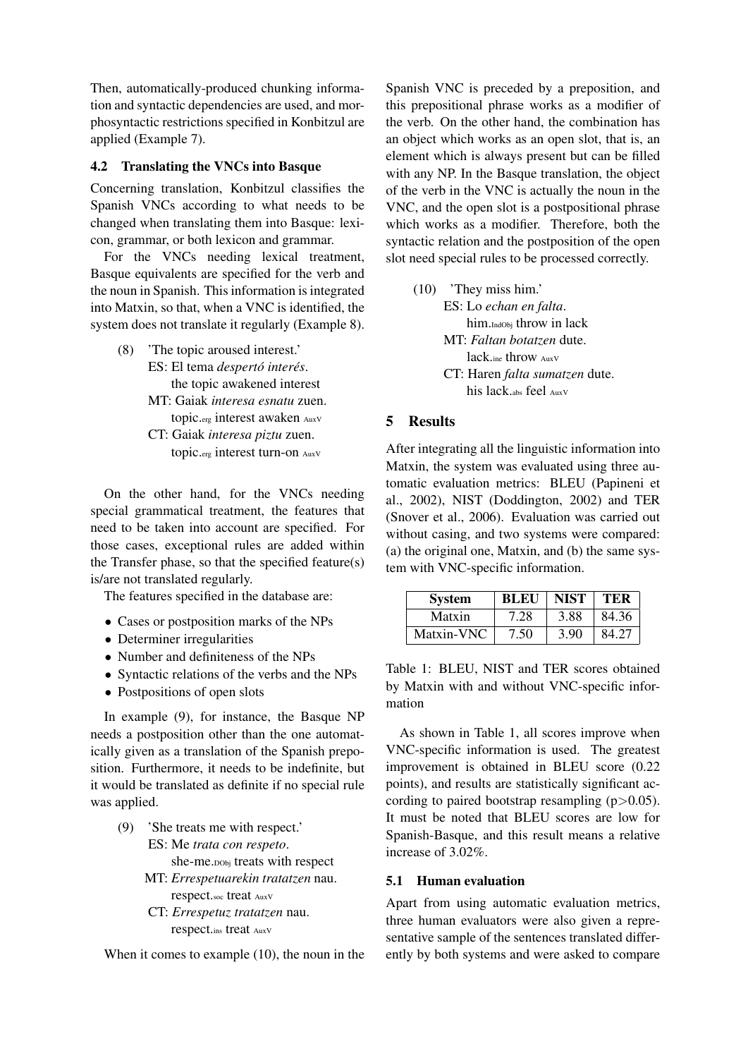Then, automatically-produced chunking information and syntactic dependencies are used, and morphosyntactic restrictions specified in Konbitzul are applied (Example 7).

### 4.2 Translating the VNCs into Basque

Concerning translation, Konbitzul classifies the Spanish VNCs according to what needs to be changed when translating them into Basque: lexicon, grammar, or both lexicon and grammar.

For the VNCs needing lexical treatment, Basque equivalents are specified for the verb and the noun in Spanish. This information is integrated into Matxin, so that, when a VNC is identified, the system does not translate it regularly (Example 8).

(8) 'The topic aroused interest.'
ES: El tema *despertó interés*.
the topic awakened interest
MT: Gaiak *interesa esnatu* zuen.
topic.erg interest awaken AuxV
CT: Gaiak *interesa piztu* zuen.
topic.erg interest turn-on AuxV

On the other hand, for the VNCs needing special grammatical treatment, the features that need to be taken into account are specified. For those cases, exceptional rules are added within the Transfer phase, so that the specified feature(s) is/are not translated regularly.

The features specified in the database are:

- Cases or postposition marks of the NPs
- Determiner irregularities
- Number and definiteness of the NPs
- Syntactic relations of the verbs and the NPs
- Postpositions of open slots

In example (9), for instance, the Basque NP needs a postposition other than the one automatically given as a translation of the Spanish preposition. Furthermore, it needs to be indefinite, but it would be translated as definite if no special rule was applied.

(9) 'She treats me with respect.'
ES: Me *trata con respeto*.
she-me.DObj treats with respect
MT: *Errespetuarekin tratatzen* nau.
respect.soc treat AuxV
CT: *Errespetuz tratatzen* nau.
respect.ins treat AuxV

When it comes to example (10), the noun in the Spanish VNC is preceded by a preposition, and this prepositional phrase works as a modifier of the verb. On the other hand, the combination has an object which works as an open slot, that is, an element which is always present but can be filled with any NP. In the Basque translation, the object of the verb in the VNC is actually the noun in the VNC, and the open slot is a postpositional phrase which works as a modifier. Therefore, both the syntactic relation and the postposition of the open slot need special rules to be processed correctly.

(10) 'They miss him.'
ES: Lo *echan en falta*.
him.IndObj throw in lack
MT: *Faltan botatzen* dute.
lack.ine throw AuxV
CT: Haren *falta sumatzen* dute.
his lack.abs feel AuxV

## 5 Results

After integrating all the linguistic information into Matxin, the system was evaluated using three automatic evaluation metrics: BLEU (Papineni et al., 2002), NIST (Doddington, 2002) and TER (Snover et al., 2006). Evaluation was carried out without casing, and two systems were compared: (a) the original one, Matxin, and (b) the same system with VNC-specific information.

| System | BLEU | NIST | TER |
|---|---|---|---|
| Matxin | 7.28 | 3.88 | 84.36 |
| Matxin-VNC | 7.50 | 3.90 | 84.27 |

Table 1: BLEU, NIST and TER scores obtained by Matxin with and without VNC-specific information

As shown in Table 1, all scores improve when VNC-specific information is used. The greatest improvement is obtained in BLEU score (0.22 points), and results are statistically significant according to paired bootstrap resampling ($p>0.05$). It must be noted that BLEU scores are low for Spanish-Basque, and this result means a relative increase of 3.02%.

### 5.1 Human evaluation

Apart from using automatic evaluation metrics, three human evaluators were also given a representative sample of the sentences translated differently by both systems and were asked to compare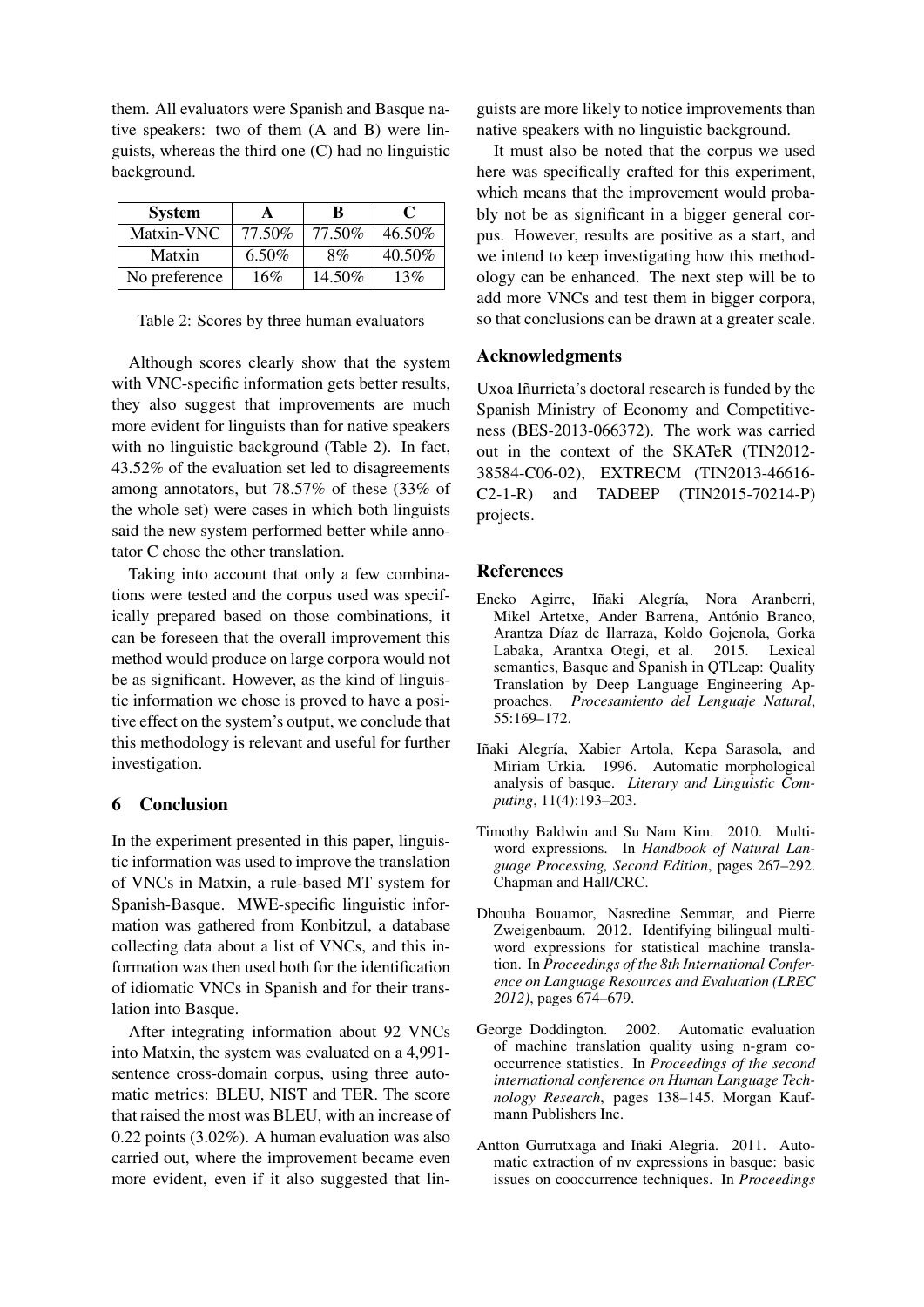them. All evaluators were Spanish and Basque native speakers: two of them (A and B) were linguists, whereas the third one (C) had no linguistic background.

| System | A | B | C |
|---|---|---|---|
| Matxin-VNC | 77.50% | 77.50% | 46.50% |
| Matxin | 6.50% | 8% | 40.50% |
| No preference | 16% | 14.50% | 13% |

Table 2: Scores by three human evaluators

Although scores clearly show that the system with VNC-specific information gets better results, they also suggest that improvements are much more evident for linguists than for native speakers with no linguistic background (Table 2). In fact, 43.52% of the evaluation set led to disagreements among annotators, but 78.57% of these (33% of the whole set) were cases in which both linguists said the new system performed better while annotator C chose the other translation.

Taking into account that only a few combinations were tested and the corpus used was specifically prepared based on those combinations, it can be foreseen that the overall improvement this method would produce on large corpora would not be as significant. However, as the kind of linguistic information we chose is proved to have a positive effect on the system's output, we conclude that this methodology is relevant and useful for further investigation.

## 6 Conclusion

In the experiment presented in this paper, linguistic information was used to improve the translation of VNCs in Matxin, a rule-based MT system for Spanish-Basque. MWE-specific linguistic information was gathered from Konbitzul, a database collecting data about a list of VNCs, and this information was then used both for the identification of idiomatic VNCs in Spanish and for their translation into Basque.

After integrating information about 92 VNCs into Matxin, the system was evaluated on a 4,991-sentence cross-domain corpus, using three automatic metrics: BLEU, NIST and TER. The score that raised the most was BLEU, with an increase of 0.22 points (3.02%). A human evaluation was also carried out, where the improvement became even more evident, even if it also suggested that linguists are more likely to notice improvements than native speakers with no linguistic background.

It must also be noted that the corpus we used here was specifically crafted for this experiment, which means that the improvement would probably not be as significant in a bigger general corpus. However, results are positive as a start, and we intend to keep investigating how this methodology can be enhanced. The next step will be to add more VNCs and test them in bigger corpora, so that conclusions can be drawn at a greater scale.

## Acknowledgments

Uxoa Iñurrieta's doctoral research is funded by the Spanish Ministry of Economy and Competitiveness (BES-2013-066372). The work was carried out in the context of the SKATeR (TIN2012-38584-C06-02), EXTRECM (TIN2013-46616-C2-1-R) and TADEEP (TIN2015-70214-P) projects.

## References

Eneko Agirre, Iñaki Alegría, Nora Aranberri, Mikel Artetxe, Ander Barrena, António Branco, Arantza Díaz de Ilarraza, Koldo Gojenola, Gorka Labaka, Arantxa Otegi, et al. 2015. Lexical semantics, Basque and Spanish in QTLeap: Quality Translation by Deep Language Engineering Approaches. *Procesamiento del Lenguaje Natural*, 55:169–172.

Iñaki Alegría, Xabier Artola, Kepa Sarasola, and Miriam Urkia. 1996. Automatic morphological analysis of basque. *Literary and Linguistic Computing*, 11(4):193–203.

Timothy Baldwin and Su Nam Kim. 2010. Multiword expressions. In *Handbook of Natural Language Processing, Second Edition*, pages 267–292. Chapman and Hall/CRC.

Dhouha Bouamor, Nasredine Semmar, and Pierre Zweigenbaum. 2012. Identifying bilingual multiword expressions for statistical machine translation. In *Proceedings of the 8th International Conference on Language Resources and Evaluation (LREC 2012)*, pages 674–679.

George Doddington. 2002. Automatic evaluation of machine translation quality using n-gram cooccurrence statistics. In *Proceedings of the second international conference on Human Language Technology Research*, pages 138–145. Morgan Kaufmann Publishers Inc.

Antton Gurrutxaga and Iñaki Alegria. 2011. Automatic extraction of nv expressions in basque: basic issues on cooccurrence techniques. In *Proceedings*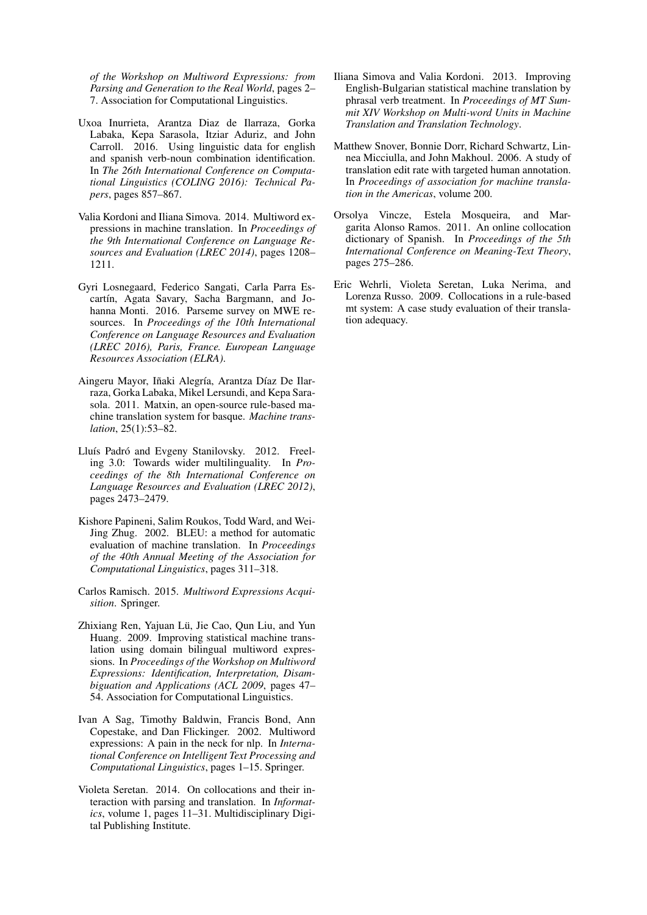*of the Workshop on Multiword Expressions: from Parsing and Generation to the Real World*, pages 2–7. Association for Computational Linguistics.

Uxoa Inurrieta, Arantza Diaz de Ilarraza, Gorka Labaka, Kepa Sarasola, Itziar Aduriz, and John Carroll. 2016. Using linguistic data for english and spanish verb-noun combination identification. In *The 26th International Conference on Computational Linguistics (COLING 2016): Technical Papers*, pages 857–867.

Valia Kordoni and Iliana Simova. 2014. Multiword expressions in machine translation. In *Proceedings of the 9th International Conference on Language Resources and Evaluation (LREC 2014)*, pages 1208–1211.

Gyri Losnegaard, Federico Sangati, Carla Parra Escartín, Agata Savary, Sacha Bargmann, and Johanna Monti. 2016. Parseme survey on MWE resources. In *Proceedings of the 10th International Conference on Language Resources and Evaluation (LREC 2016), Paris, France. European Language Resources Association (ELRA)*.

Aingeru Mayor, Iñaki Alegría, Arantza Díaz De Ilarraza, Gorka Labaka, Mikel Lersundi, and Kepa Sarasola. 2011. Matxin, an open-source rule-based machine translation system for basque. *Machine translation*, 25(1):53–82.

Lluís Padró and Evgeny Stanilovsky. 2012. Freeling 3.0: Towards wider multilinguality. In *Proceedings of the 8th International Conference on Language Resources and Evaluation (LREC 2012)*, pages 2473–2479.

Kishore Papineni, Salim Roukos, Todd Ward, and Wei-Jing Zhug. 2002. BLEU: a method for automatic evaluation of machine translation. In *Proceedings of the 40th Annual Meeting of the Association for Computational Linguistics*, pages 311–318.

Carlos Ramisch. 2015. *Multiword Expressions Acquisition*. Springer.

Zhixiang Ren, Yajuan Lü, Jie Cao, Qun Liu, and Yun Huang. 2009. Improving statistical machine translation using domain bilingual multiword expressions. In *Proceedings of the Workshop on Multiword Expressions: Identification, Interpretation, Disambiguation and Applications (ACL 2009*, pages 47–54. Association for Computational Linguistics.

Ivan A Sag, Timothy Baldwin, Francis Bond, Ann Copestake, and Dan Flickinger. 2002. Multiword expressions: A pain in the neck for nlp. In *International Conference on Intelligent Text Processing and Computational Linguistics*, pages 1–15. Springer.

Violeta Seretan. 2014. On collocations and their interaction with parsing and translation. In *Informatics*, volume 1, pages 11–31. Multidisciplinary Digital Publishing Institute.

Iliana Simova and Valia Kordoni. 2013. Improving English-Bulgarian statistical machine translation by phrasal verb treatment. In *Proceedings of MT Summit XIV Workshop on Multi-word Units in Machine Translation and Translation Technology*.

Matthew Snover, Bonnie Dorr, Richard Schwartz, Linnea Micciulla, and John Makhoul. 2006. A study of translation edit rate with targeted human annotation. In *Proceedings of association for machine translation in the Americas*, volume 200.

Orsolya Vincze, Estela Mosqueira, and Margarita Alonso Ramos. 2011. An online collocation dictionary of Spanish. In *Proceedings of the 5th International Conference on Meaning-Text Theory*, pages 275–286.

Eric Wehrli, Violeta Seretan, Luka Nerima, and Lorenza Russo. 2009. Collocations in a rule-based mt system: A case study evaluation of their translation adequacy.